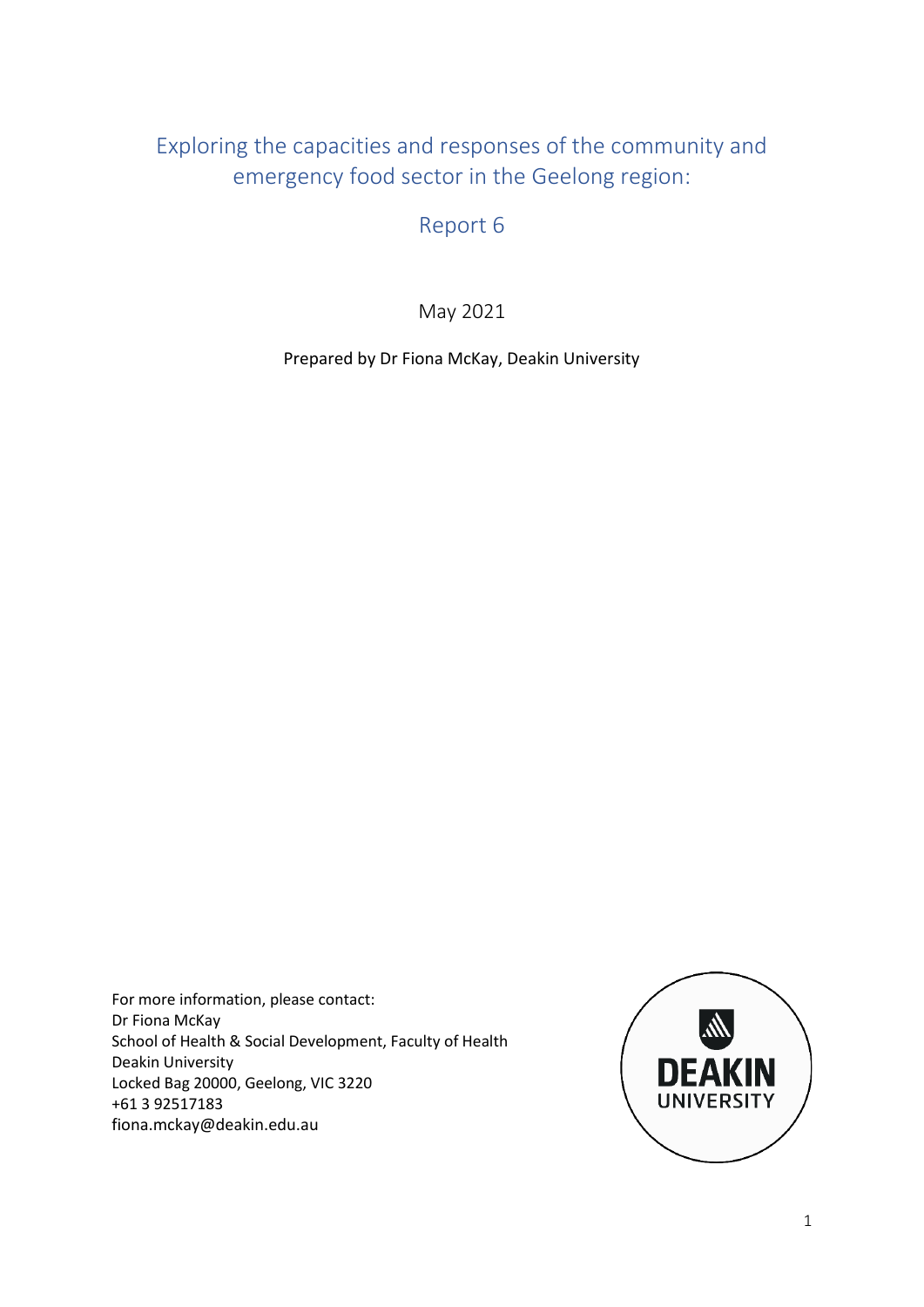# Exploring the capacities and responses of the community and emergency food sector in the Geelong region:

## Report 6

May 2021

Prepared by Dr Fiona McKay, Deakin University

For more information, please contact:
Dr Fiona McKay
School of Health & Social Development, Faculty of Health
Deakin University
Locked Bag 20000, Geelong, VIC 3220
+61 3 92517183
fiona.mckay@deakin.edu.au

DEAKIN UNIVERSITY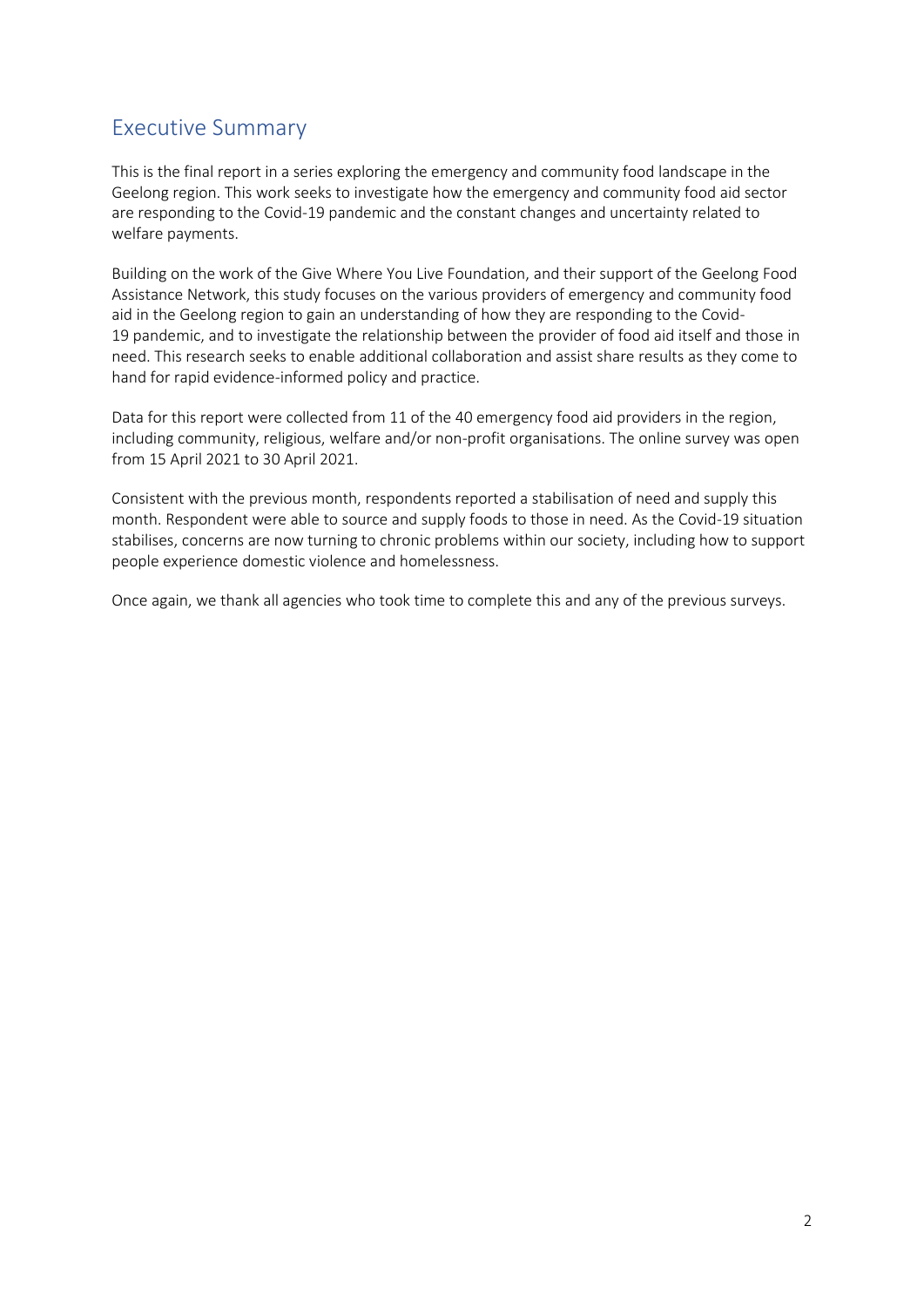## Executive Summary

This is the final report in a series exploring the emergency and community food landscape in the Geelong region. This work seeks to investigate how the emergency and community food aid sector are responding to the Covid-19 pandemic and the constant changes and uncertainty related to welfare payments.

Building on the work of the Give Where You Live Foundation, and their support of the Geelong Food Assistance Network, this study focuses on the various providers of emergency and community food aid in the Geelong region to gain an understanding of how they are responding to the Covid-19 pandemic, and to investigate the relationship between the provider of food aid itself and those in need. This research seeks to enable additional collaboration and assist share results as they come to hand for rapid evidence-informed policy and practice.

Data for this report were collected from 11 of the 40 emergency food aid providers in the region, including community, religious, welfare and/or non-profit organisations. The online survey was open from 15 April 2021 to 30 April 2021.

Consistent with the previous month, respondents reported a stabilisation of need and supply this month. Respondent were able to source and supply foods to those in need. As the Covid-19 situation stabilises, concerns are now turning to chronic problems within our society, including how to support people experience domestic violence and homelessness.

Once again, we thank all agencies who took time to complete this and any of the previous surveys.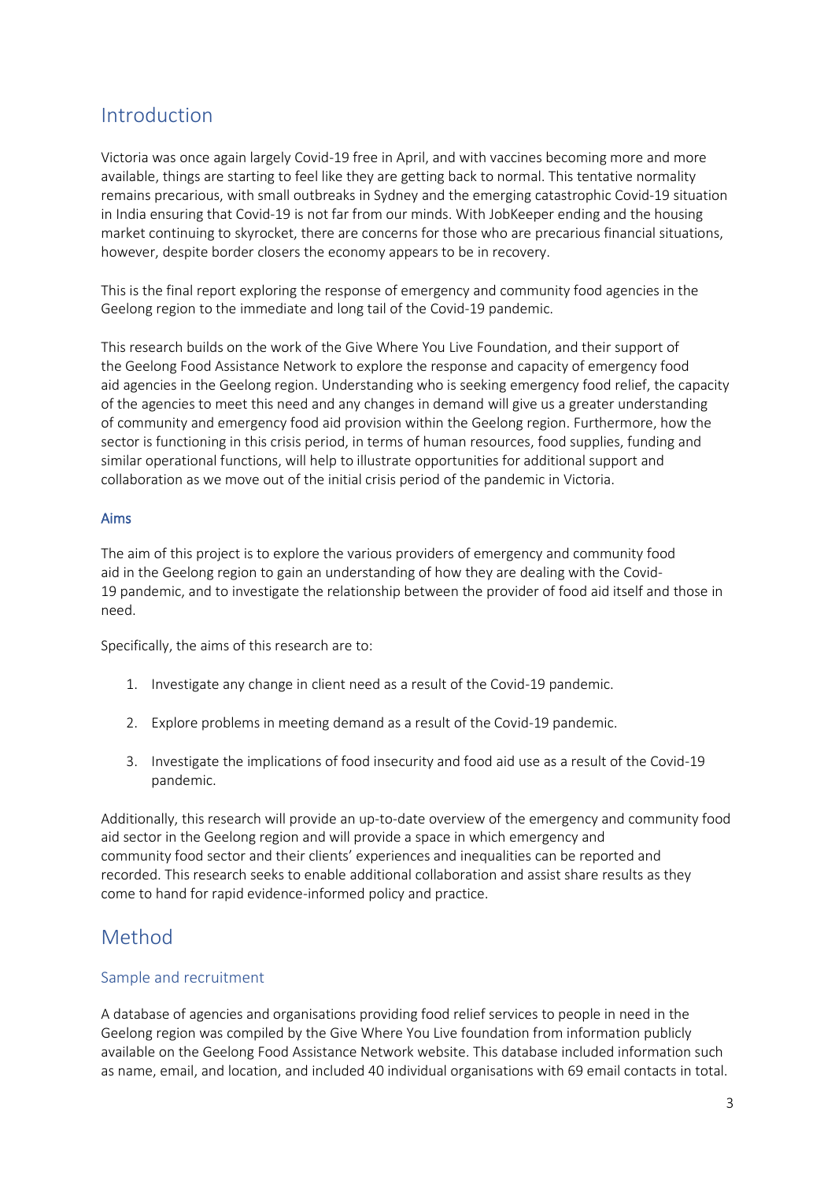## Introduction

Victoria was once again largely Covid-19 free in April, and with vaccines becoming more and more available, things are starting to feel like they are getting back to normal. This tentative normality remains precarious, with small outbreaks in Sydney and the emerging catastrophic Covid-19 situation in India ensuring that Covid-19 is not far from our minds. With JobKeeper ending and the housing market continuing to skyrocket, there are concerns for those who are precarious financial situations, however, despite border closers the economy appears to be in recovery.

This is the final report exploring the response of emergency and community food agencies in the Geelong region to the immediate and long tail of the Covid-19 pandemic.

This research builds on the work of the Give Where You Live Foundation, and their support of the Geelong Food Assistance Network to explore the response and capacity of emergency food aid agencies in the Geelong region. Understanding who is seeking emergency food relief, the capacity of the agencies to meet this need and any changes in demand will give us a greater understanding of community and emergency food aid provision within the Geelong region. Furthermore, how the sector is functioning in this crisis period, in terms of human resources, food supplies, funding and similar operational functions, will help to illustrate opportunities for additional support and collaboration as we move out of the initial crisis period of the pandemic in Victoria.

#### Aims

The aim of this project is to explore the various providers of emergency and community food aid in the Geelong region to gain an understanding of how they are dealing with the Covid-19 pandemic, and to investigate the relationship between the provider of food aid itself and those in need.

Specifically, the aims of this research are to:

1. Investigate any change in client need as a result of the Covid-19 pandemic.
2. Explore problems in meeting demand as a result of the Covid-19 pandemic.
3. Investigate the implications of food insecurity and food aid use as a result of the Covid-19 pandemic.

Additionally, this research will provide an up-to-date overview of the emergency and community food aid sector in the Geelong region and will provide a space in which emergency and community food sector and their clients' experiences and inequalities can be reported and recorded. This research seeks to enable additional collaboration and assist share results as they come to hand for rapid evidence-informed policy and practice.

## Method

### Sample and recruitment

A database of agencies and organisations providing food relief services to people in need in the Geelong region was compiled by the Give Where You Live foundation from information publicly available on the Geelong Food Assistance Network website. This database included information such as name, email, and location, and included 40 individual organisations with 69 email contacts in total.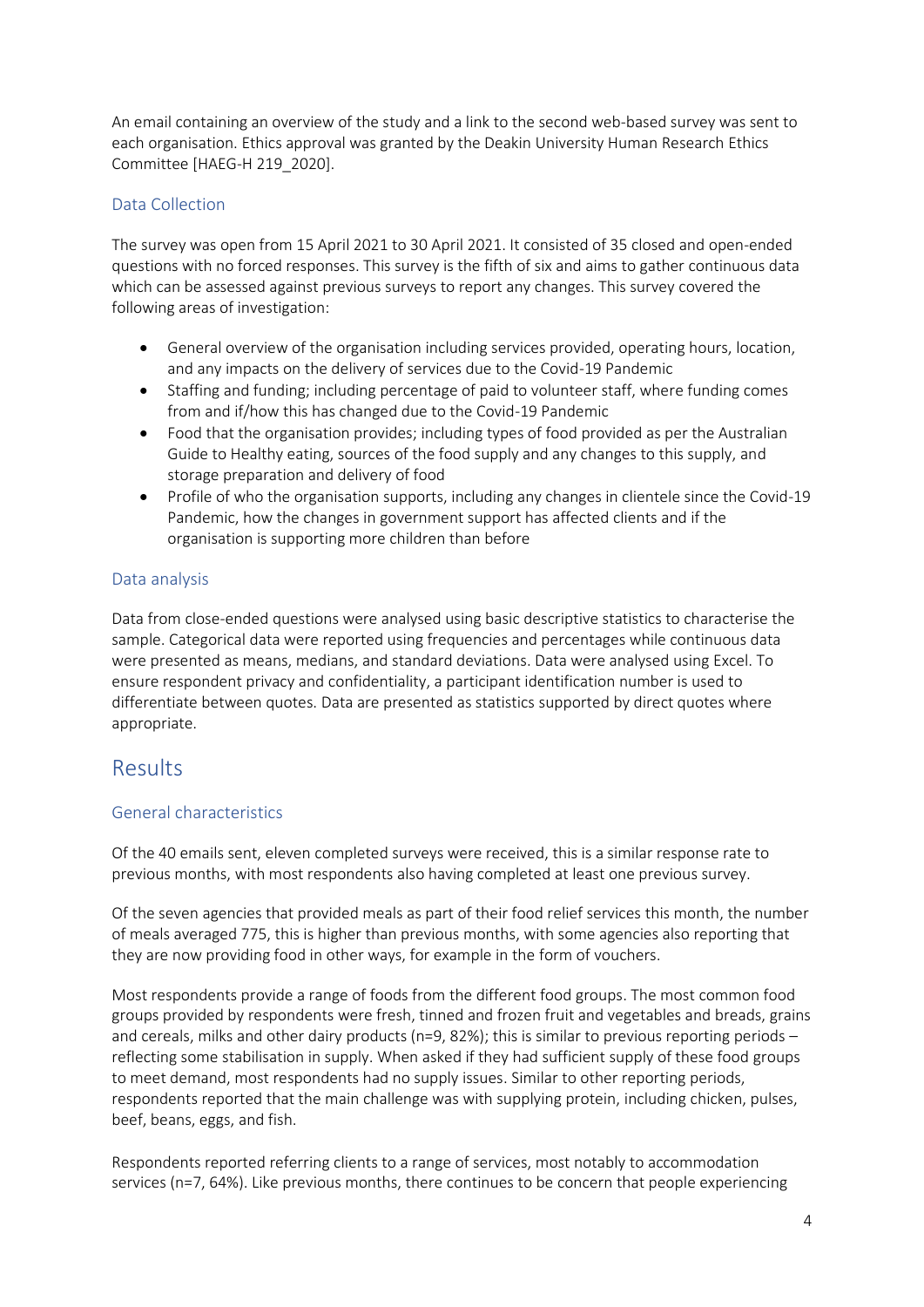An email containing an overview of the study and a link to the second web-based survey was sent to each organisation. Ethics approval was granted by the Deakin University Human Research Ethics Committee [HAEG-H 219_2020].

### Data Collection

The survey was open from 15 April 2021 to 30 April 2021. It consisted of 35 closed and open-ended questions with no forced responses. This survey is the fifth of six and aims to gather continuous data which can be assessed against previous surveys to report any changes. This survey covered the following areas of investigation:

- General overview of the organisation including services provided, operating hours, location, and any impacts on the delivery of services due to the Covid-19 Pandemic
- Staffing and funding; including percentage of paid to volunteer staff, where funding comes from and if/how this has changed due to the Covid-19 Pandemic
- Food that the organisation provides; including types of food provided as per the Australian Guide to Healthy eating, sources of the food supply and any changes to this supply, and storage preparation and delivery of food
- Profile of who the organisation supports, including any changes in clientele since the Covid-19 Pandemic, how the changes in government support has affected clients and if the organisation is supporting more children than before

### Data analysis

Data from close-ended questions were analysed using basic descriptive statistics to characterise the sample. Categorical data were reported using frequencies and percentages while continuous data were presented as means, medians, and standard deviations. Data were analysed using Excel. To ensure respondent privacy and confidentiality, a participant identification number is used to differentiate between quotes. Data are presented as statistics supported by direct quotes where appropriate.

## Results

### General characteristics

Of the 40 emails sent, eleven completed surveys were received, this is a similar response rate to previous months, with most respondents also having completed at least one previous survey.

Of the seven agencies that provided meals as part of their food relief services this month, the number of meals averaged 775, this is higher than previous months, with some agencies also reporting that they are now providing food in other ways, for example in the form of vouchers.

Most respondents provide a range of foods from the different food groups. The most common food groups provided by respondents were fresh, tinned and frozen fruit and vegetables and breads, grains and cereals, milks and other dairy products (n=9, 82%); this is similar to previous reporting periods – reflecting some stabilisation in supply. When asked if they had sufficient supply of these food groups to meet demand, most respondents had no supply issues. Similar to other reporting periods, respondents reported that the main challenge was with supplying protein, including chicken, pulses, beef, beans, eggs, and fish.

Respondents reported referring clients to a range of services, most notably to accommodation services (n=7, 64%). Like previous months, there continues to be concern that people experiencing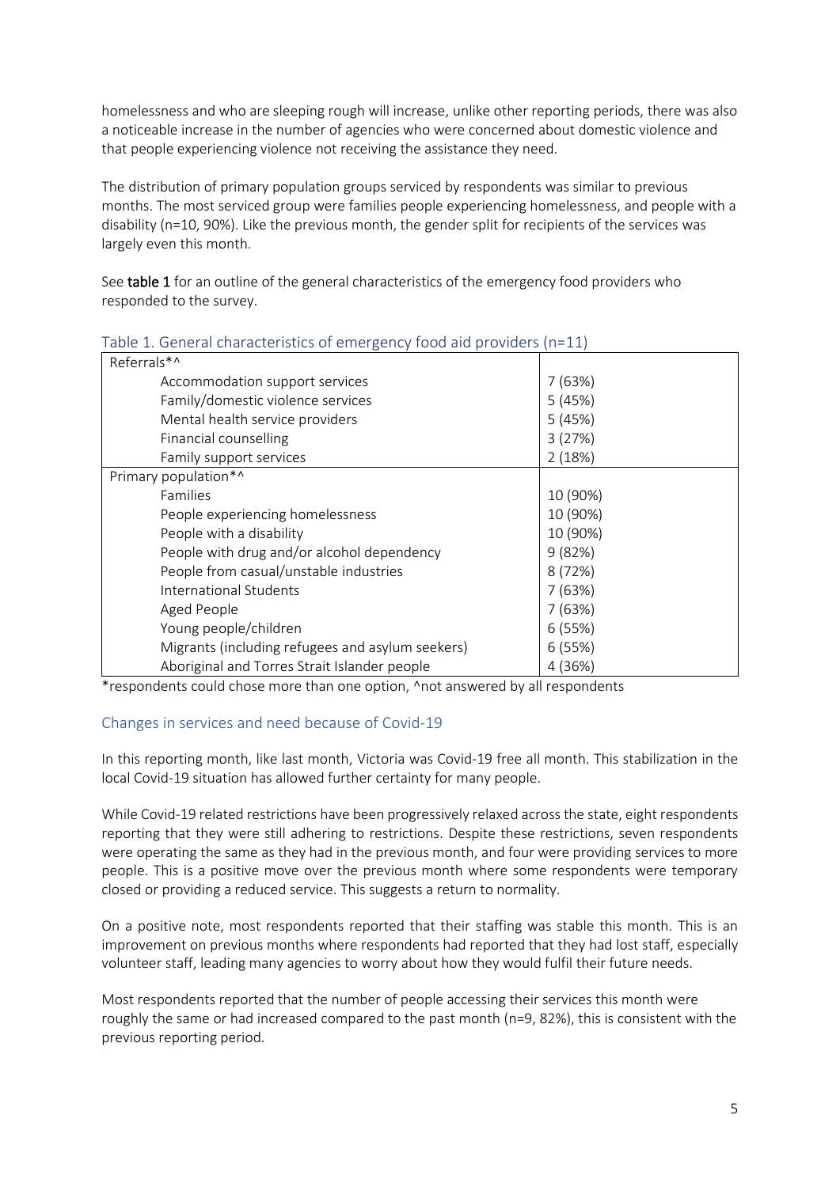homelessness and who are sleeping rough will increase, unlike other reporting periods, there was also a noticeable increase in the number of agencies who were concerned about domestic violence and that people experiencing violence not receiving the assistance they need.

The distribution of primary population groups serviced by respondents was similar to previous months. The most serviced group were families people experiencing homelessness, and people with a disability (n=10, 90%). Like the previous month, the gender split for recipients of the services was largely even this month.

See **table 1** for an outline of the general characteristics of the emergency food providers who responded to the survey.

Table 1. General characteristics of emergency food aid providers (n=11)

| | |
|---|---|
| Referrals*^ | |
| Accommodation support services | 7 (63%) |
| Family/domestic violence services | 5 (45%) |
| Mental health service providers | 5 (45%) |
| Financial counselling | 3 (27%) |
| Family support services | 2 (18%) |
| Primary population*^ | |
| Families | 10 (90%) |
| People experiencing homelessness | 10 (90%) |
| People with a disability | 10 (90%) |
| People with drug and/or alcohol dependency | 9 (82%) |
| People from casual/unstable industries | 8 (72%) |
| International Students | 7 (63%) |
| Aged People | 7 (63%) |
| Young people/children | 6 (55%) |
| Migrants (including refugees and asylum seekers) | 6 (55%) |
| Aboriginal and Torres Strait Islander people | 4 (36%) |

*respondents could chose more than one option, ^not answered by all respondents

## Changes in services and need because of Covid-19

In this reporting month, like last month, Victoria was Covid-19 free all month. This stabilization in the local Covid-19 situation has allowed further certainty for many people.

While Covid-19 related restrictions have been progressively relaxed across the state, eight respondents reporting that they were still adhering to restrictions. Despite these restrictions, seven respondents were operating the same as they had in the previous month, and four were providing services to more people. This is a positive move over the previous month where some respondents were temporary closed or providing a reduced service. This suggests a return to normality.

On a positive note, most respondents reported that their staffing was stable this month. This is an improvement on previous months where respondents had reported that they had lost staff, especially volunteer staff, leading many agencies to worry about how they would fulfil their future needs.

Most respondents reported that the number of people accessing their services this month were roughly the same or had increased compared to the past month (n=9, 82%), this is consistent with the previous reporting period.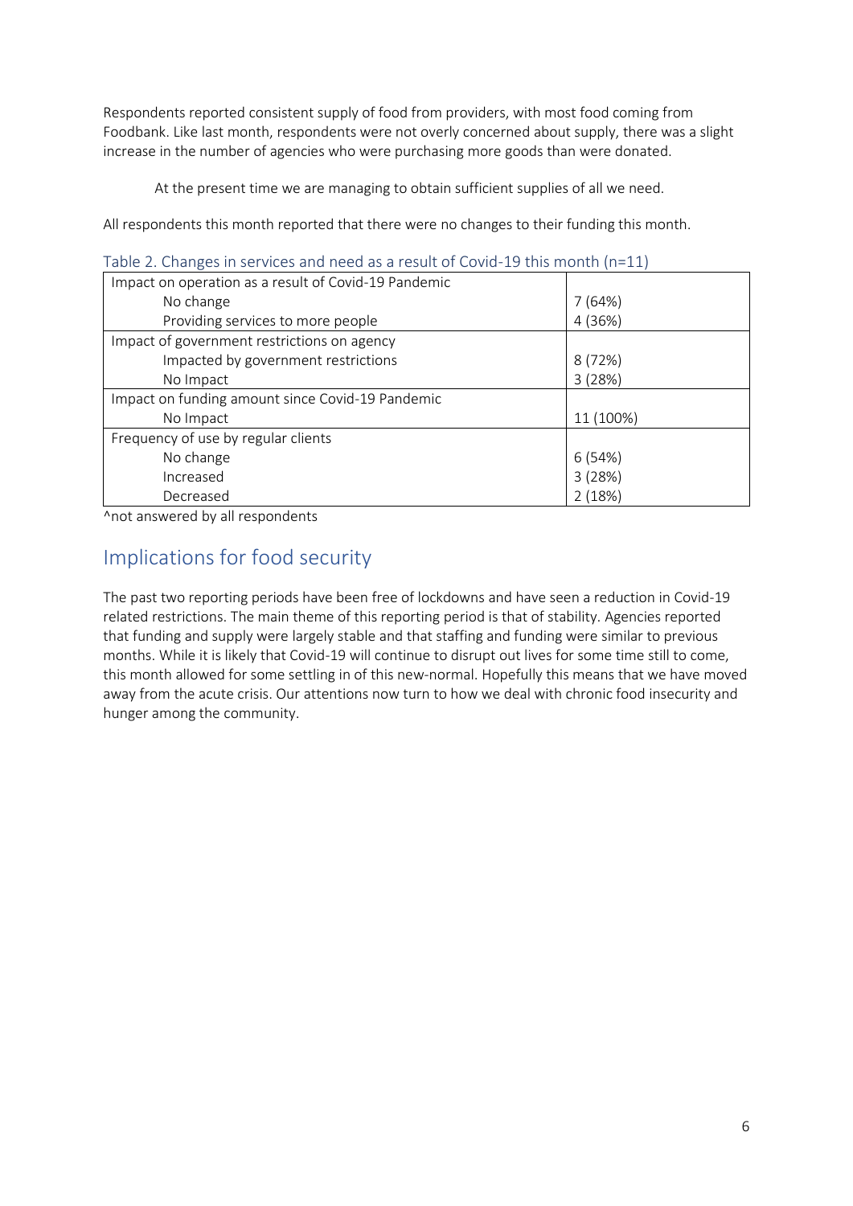Respondents reported consistent supply of food from providers, with most food coming from Foodbank. Like last month, respondents were not overly concerned about supply, there was a slight increase in the number of agencies who were purchasing more goods than were donated.

> At the present time we are managing to obtain sufficient supplies of all we need.

All respondents this month reported that there were no changes to their funding this month.

Table 2. Changes in services and need as a result of Covid-19 this month (n=11)

| | |
|---|---|
| Impact on operation as a result of Covid-19 Pandemic | |
| No change | 7 (64%) |
| Providing services to more people | 4 (36%) |
| Impact of government restrictions on agency | |
| Impacted by government restrictions | 8 (72%) |
| No Impact | 3 (28%) |
| Impact on funding amount since Covid-19 Pandemic | |
| No Impact | 11 (100%) |
| Frequency of use by regular clients | |
| No change | 6 (54%) |
| Increased | 3 (28%) |
| Decreased | 2 (18%) |

^not answered by all respondents

## Implications for food security

The past two reporting periods have been free of lockdowns and have seen a reduction in Covid-19 related restrictions. The main theme of this reporting period is that of stability. Agencies reported that funding and supply were largely stable and that staffing and funding were similar to previous months. While it is likely that Covid-19 will continue to disrupt out lives for some time still to come, this month allowed for some settling in of this new-normal. Hopefully this means that we have moved away from the acute crisis. Our attentions now turn to how we deal with chronic food insecurity and hunger among the community.